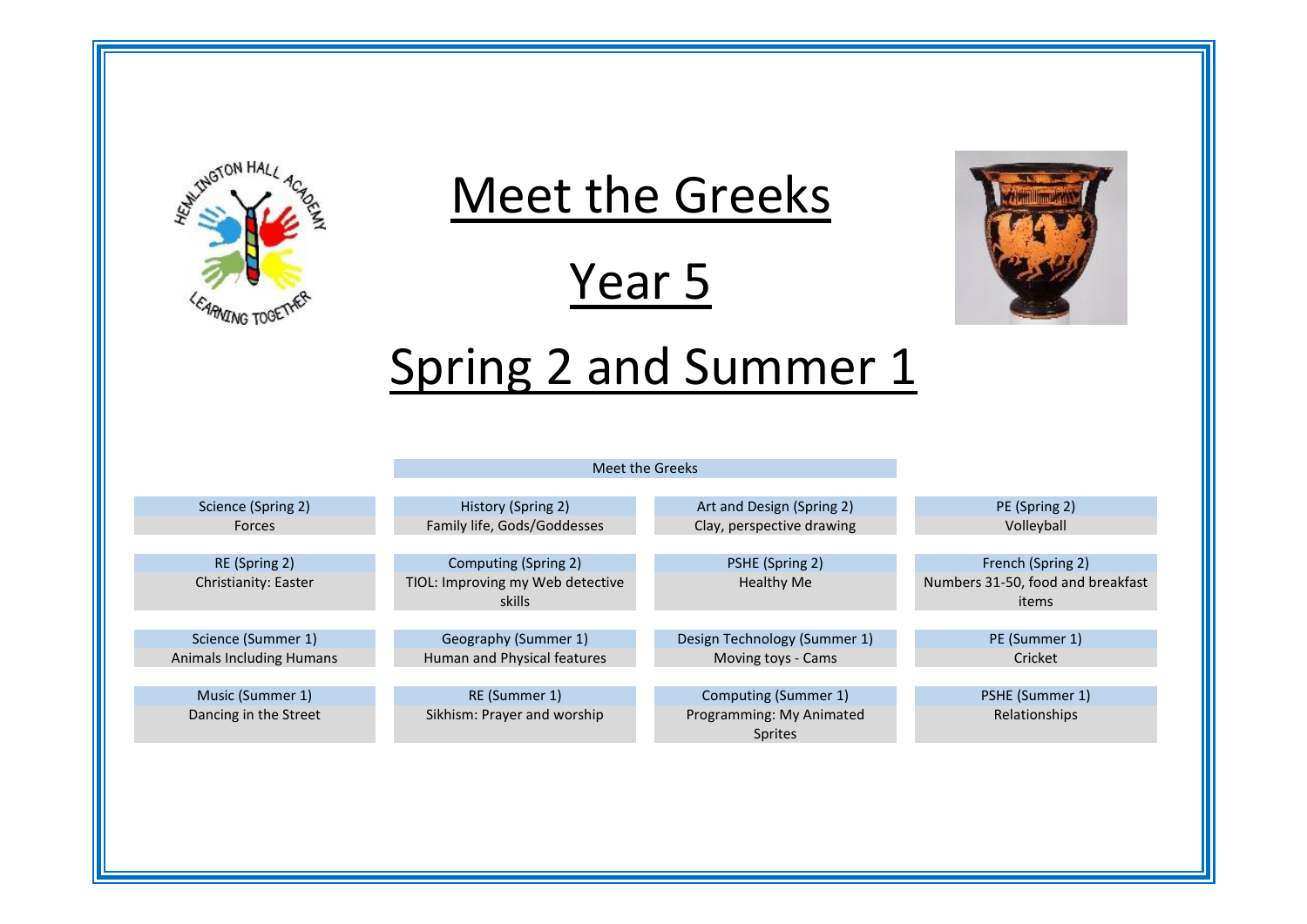# Meet the Greeks

# Year 5

# Spring 2 and Summer 1

## Meet the Greeks

| Science (Spring 2) | History (Spring 2) | Art and Design (Spring 2) | PE (Spring 2) |
|---|---|---|---|
| Forces | Family life, Gods/Goddesses | Clay, perspective drawing | Volleyball |

| RE (Spring 2) | Computing (Spring 2) | PSHE (Spring 2) | French (Spring 2) |
|---|---|---|---|
| Christianity: Easter | TIOL: Improving my Web detective skills | Healthy Me | Numbers 31-50, food and breakfast items |

| Science (Summer 1) | Geography (Summer 1) | Design Technology (Summer 1) | PE (Summer 1) |
|---|---|---|---|
| Animals Including Humans | Human and Physical features | Moving toys - Cams | Cricket |

| Music (Summer 1) | RE (Summer 1) | Computing (Summer 1) | PSHE (Summer 1) |
|---|---|---|---|
| Dancing in the Street | Sikhism: Prayer and worship | Programming: My Animated Sprites | Relationships |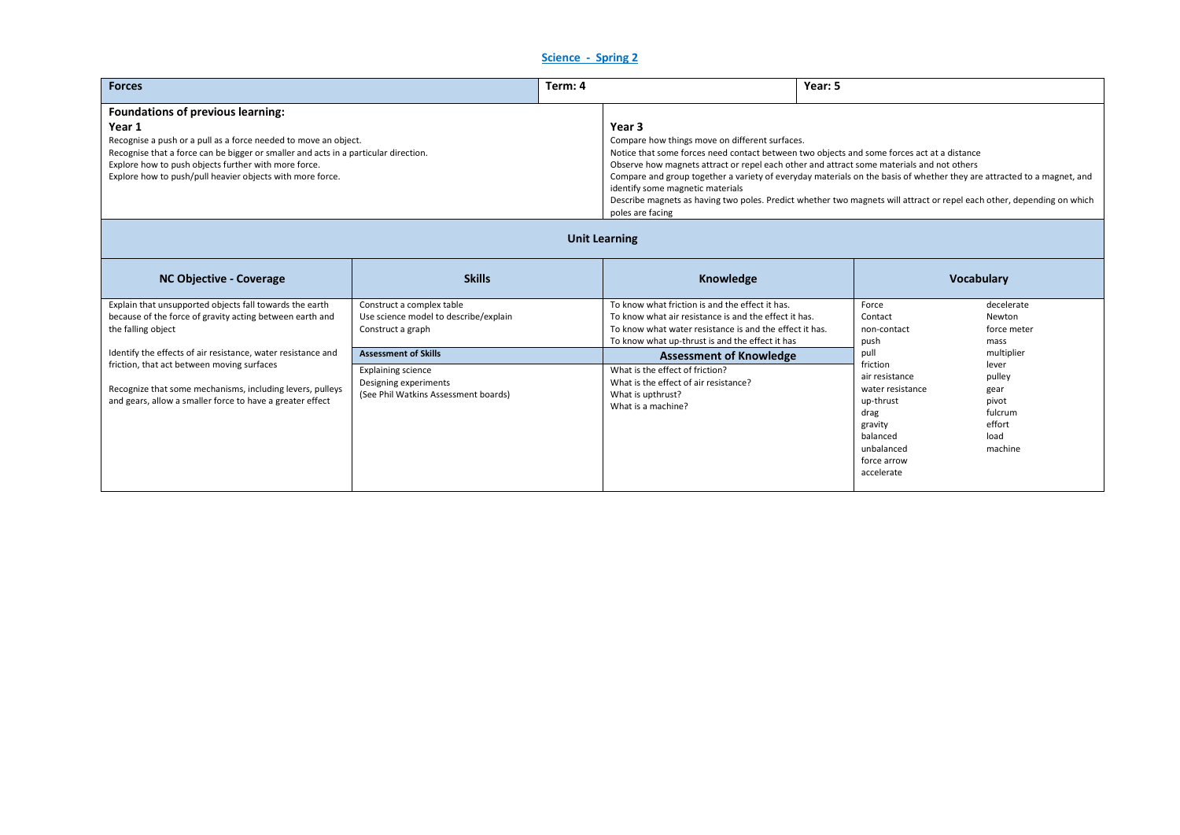## Science - Spring 2

| Forces | Term: 4 | Year: 5 |
|---|---|---|

**Foundations of previous learning:**

| **Year 1** | **Year 3** |
|---|---|
| Recognise a push or a pull as a force needed to move an object.<br>Recognise that a force can be bigger or smaller and acts in a particular direction.<br>Explore how to push objects further with more force.<br>Explore how to push/pull heavier objects with more force. | Compare how things move on different surfaces.<br>Notice that some forces need contact between two objects and some forces act at a distance<br>Observe how magnets attract or repel each other and attract some materials and not others<br>Compare and group together a variety of everyday materials on the basis of whether they are attracted to a magnet, and identify some magnetic materials<br>Describe magnets as having two poles. Predict whether two magnets will attract or repel each other, depending on which poles are facing |

**Unit Learning**

| NC Objective - Coverage | Skills | Knowledge | Vocabulary | |
|---|---|---|---|---|
| Explain that unsupported objects fall towards the earth because of the force of gravity acting between earth and the falling object<br><br>Identify the effects of air resistance, water resistance and friction, that act between moving surfaces<br><br>Recognize that some mechanisms, including levers, pulleys and gears, allow a smaller force to have a greater effect | Construct a complex table<br>Use science model to describe/explain<br>Construct a graph<br><br>**Assessment of Skills**<br><br>Explaining science<br>Designing experiments<br>(See Phil Watkins Assessment boards) | To know what friction is and the effect it has.<br>To know what air resistance is and the effect it has.<br>To know what water resistance is and the effect it has.<br>To know what up-thrust is and the effect it has<br><br>**Assessment of Knowledge**<br><br>What is the effect of friction?<br>What is the effect of air resistance?<br>What is upthrust?<br>What is a machine? | Force<br>Contact<br>non-contact<br>push<br>pull<br>friction<br>air resistance<br>water resistance<br>up-thrust<br>drag<br>gravity<br>balanced<br>unbalanced<br>force arrow<br>accelerate | decelerate<br>Newton<br>force meter<br>mass<br>multiplier<br>lever<br>pulley<br>gear<br>pivot<br>fulcrum<br>effort<br>load<br>machine |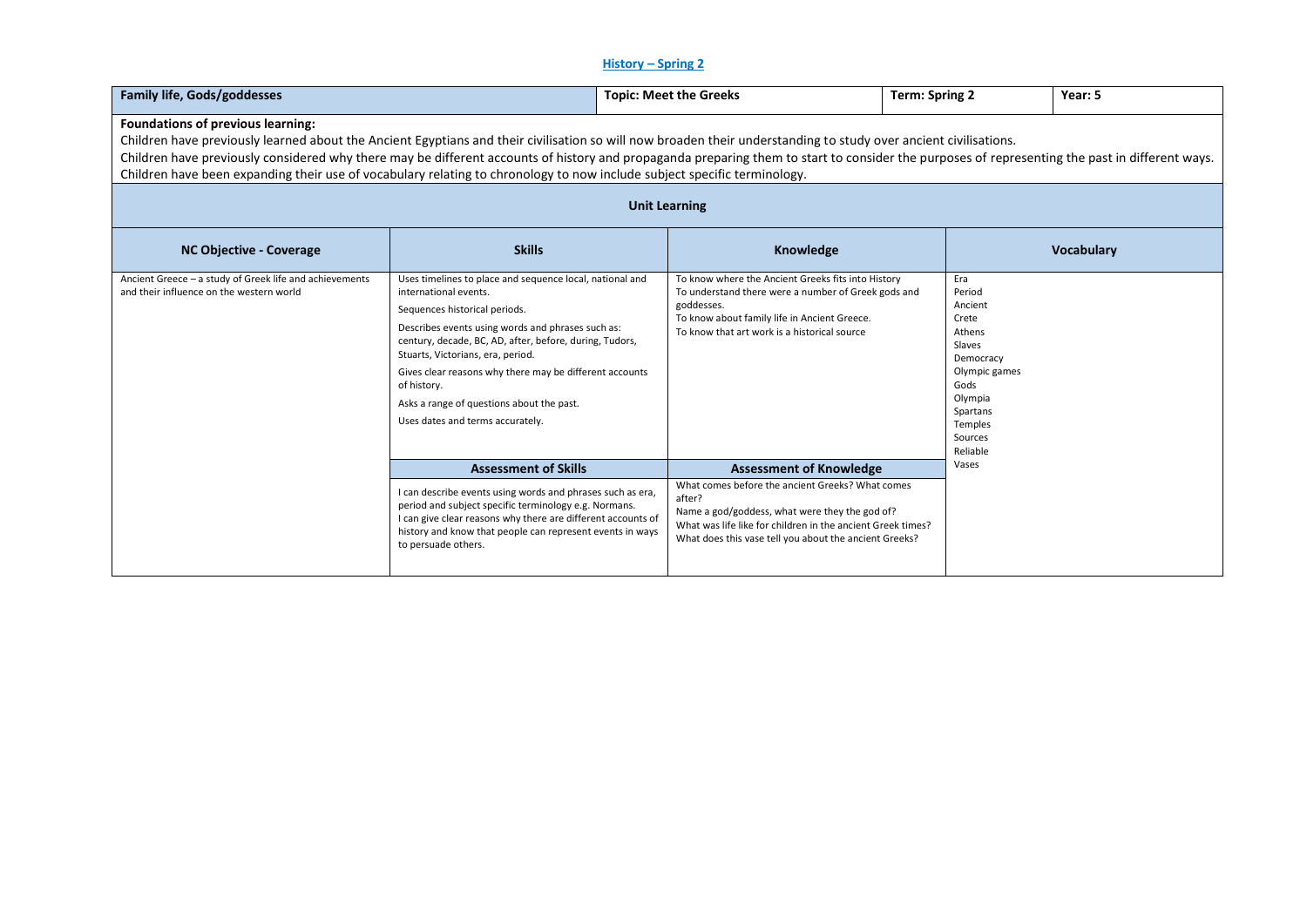## History – Spring 2

| Family life, Gods/goddesses | Topic: Meet the Greeks | Term: Spring 2 | Year: 5 |
|---|---|---|---|

**Foundations of previous learning:**
Children have previously learned about the Ancient Egyptians and their civilisation so will now broaden their understanding to study over ancient civilisations.
Children have previously considered why there may be different accounts of history and propaganda preparing them to start to consider the purposes of representing the past in different ways.
Children have been expanding their use of vocabulary relating to chronology to now include subject specific terminology.

**Unit Learning**

| NC Objective - Coverage | Skills | Knowledge | Vocabulary |
|---|---|---|---|
| Ancient Greece – a study of Greek life and achievements and their influence on the western world | Uses timelines to place and sequence local, national and international events.<br>Sequences historical periods.<br>Describes events using words and phrases such as: century, decade, BC, AD, after, before, during, Tudors, Stuarts, Victorians, era, period.<br>Gives clear reasons why there may be different accounts of history.<br>Asks a range of questions about the past.<br>Uses dates and terms accurately. | To know where the Ancient Greeks fits into History<br>To understand there were a number of Greek gods and goddesses.<br>To know about family life in Ancient Greece.<br>To know that art work is a historical source | Era<br>Period<br>Ancient<br>Crete<br>Athens<br>Slaves<br>Democracy<br>Olympic games<br>Gods<br>Olympia<br>Spartans<br>Temples<br>Sources<br>Reliable<br>Vases |
| | **Assessment of Skills** | **Assessment of Knowledge** | |
| | I can describe events using words and phrases such as era, period and subject specific terminology e.g. Normans.<br>I can give clear reasons why there are different accounts of history and know that people can represent events in ways to persuade others. | What comes before the ancient Greeks? What comes after?<br>Name a god/goddess, what were they the god of?<br>What was life like for children in the ancient Greek times?<br>What does this vase tell you about the ancient Greeks? | |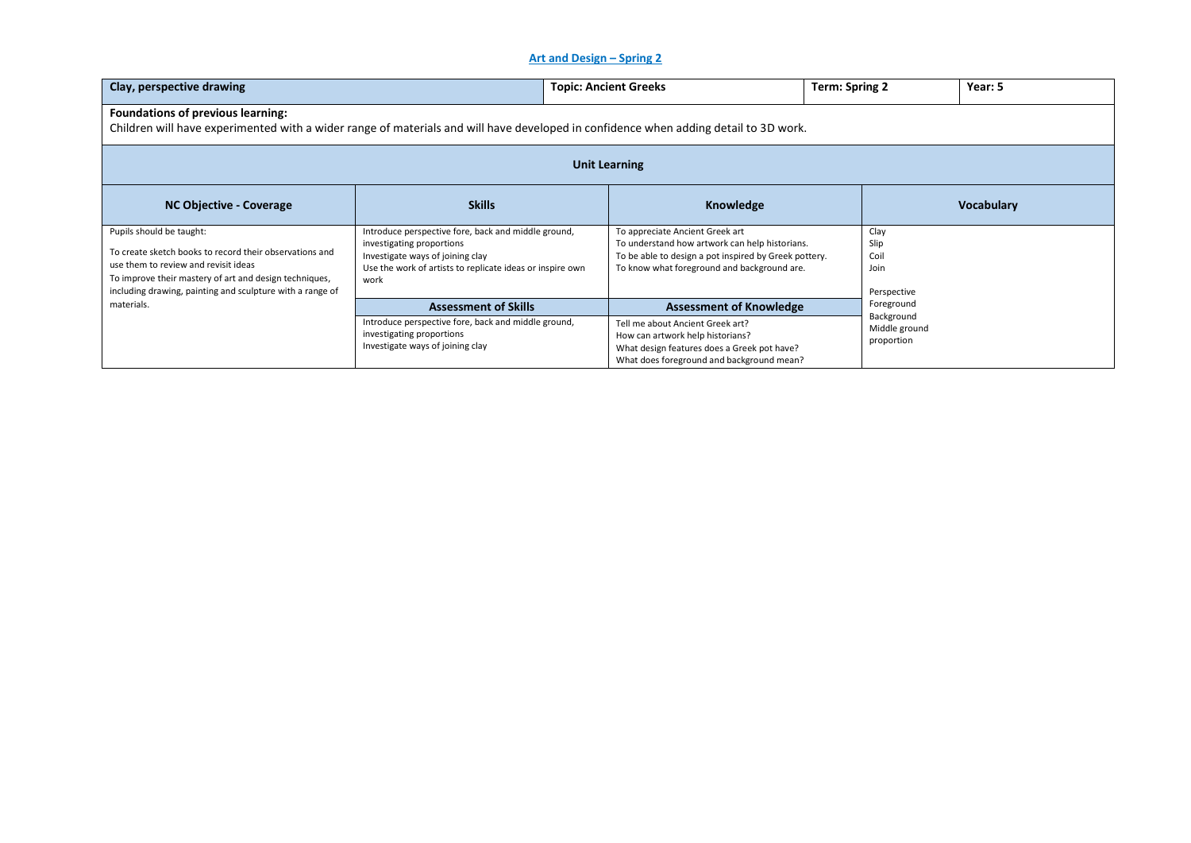## Art and Design – Spring 2

| Clay, perspective drawing | Topic: Ancient Greeks | Term: Spring 2 | Year: 5 |
|---|---|---|---|

**Foundations of previous learning:**
Children will have experimented with a wider range of materials and will have developed in confidence when adding detail to 3D work.

### Unit Learning

| NC Objective - Coverage | Skills | Knowledge | Vocabulary |
|---|---|---|---|
| Pupils should be taught:<br><br>To create sketch books to record their observations and use them to review and revisit ideas<br>To improve their mastery of art and design techniques, including drawing, painting and sculpture with a range of materials. | Introduce perspective fore, back and middle ground, investigating proportions<br>Investigate ways of joining clay<br>Use the work of artists to replicate ideas or inspire own work | To appreciate Ancient Greek art<br>To understand how artwork can help historians.<br>To be able to design a pot inspired by Greek pottery.<br>To know what foreground and background are. | Clay<br>Slip<br>Coil<br>Join<br><br>Perspective<br>Foreground<br>Background<br>Middle ground<br>proportion |
| | **Assessment of Skills** | **Assessment of Knowledge** | |
| | Introduce perspective fore, back and middle ground, investigating proportions<br>Investigate ways of joining clay | Tell me about Ancient Greek art?<br>How can artwork help historians?<br>What design features does a Greek pot have?<br>What does foreground and background mean? | |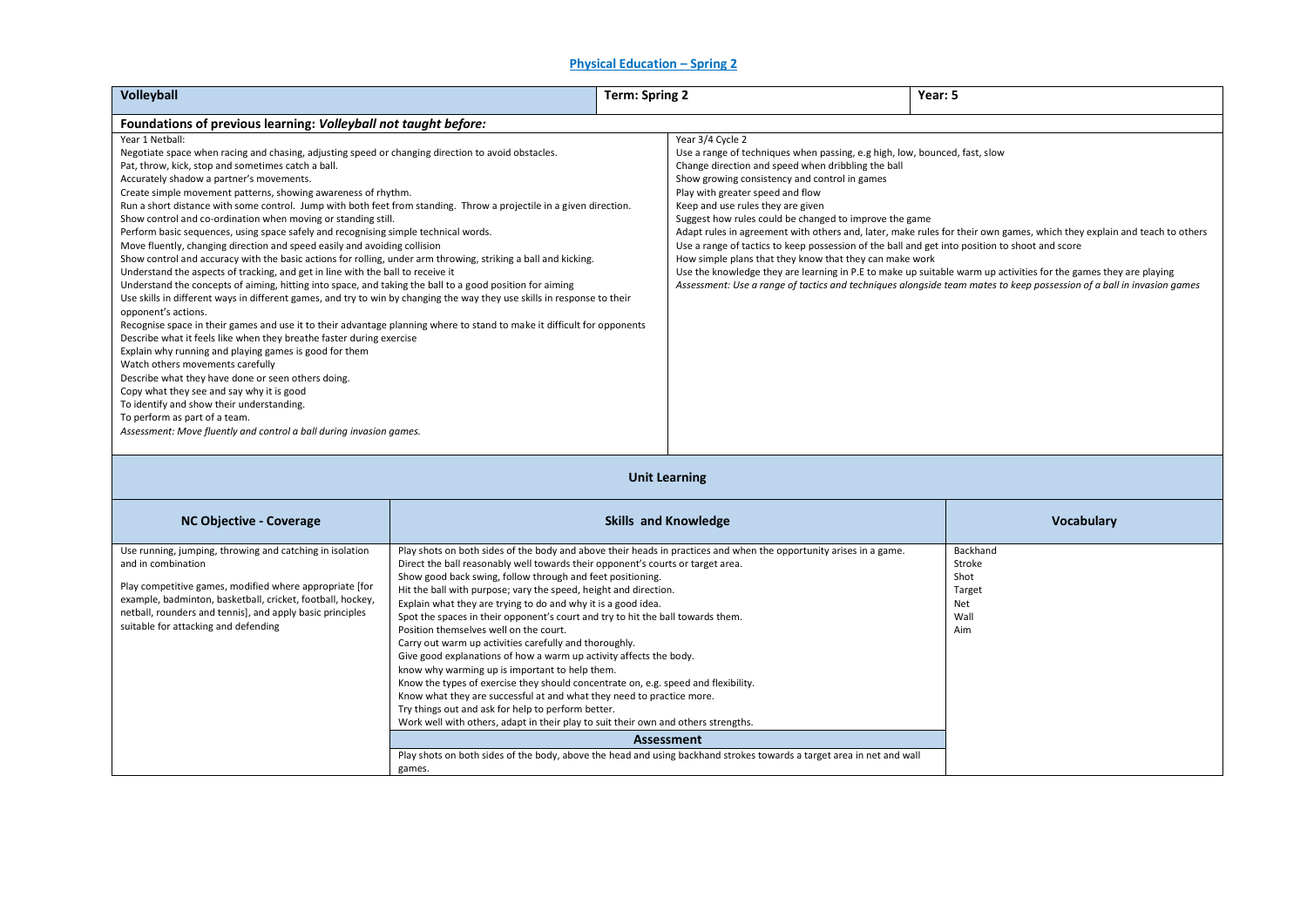# Physical Education – Spring 2

| **Volleyball** | **Term: Spring 2** | **Year: 5** |
|---|---|---|

**Foundations of previous learning: *Volleyball not taught before:***

| Year 1 Netball: | Year 3/4 Cycle 2 |
|---|---|
| Negotiate space when racing and chasing, adjusting speed or changing direction to avoid obstacles.<br>Pat, throw, kick, stop and sometimes catch a ball.<br>Accurately shadow a partner's movements.<br>Create simple movement patterns, showing awareness of rhythm.<br>Run a short distance with some control. Jump with both feet from standing. Throw a projectile in a given direction.<br>Show control and co-ordination when moving or standing still.<br>Perform basic sequences, using space safely and recognising simple technical words.<br>Move fluently, changing direction and speed easily and avoiding collision<br>Show control and accuracy with the basic actions for rolling, under arm throwing, striking a ball and kicking.<br>Understand the aspects of tracking, and get in line with the ball to receive it<br>Understand the concepts of aiming, hitting into space, and taking the ball to a good position for aiming<br>Use skills in different ways in different games, and try to win by changing the way they use skills in response to their opponent's actions.<br>Recognise space in their games and use it to their advantage planning where to stand to make it difficult for opponents<br>Describe what it feels like when they breathe faster during exercise<br>Explain why running and playing games is good for them<br>Watch others movements carefully<br>Describe what they have done or seen others doing.<br>Copy what they see and say why it is good<br>To identify and show their understanding.<br>To perform as part of a team.<br>*Assessment: Move fluently and control a ball during invasion games.* | Use a range of techniques when passing, e.g high, low, bounced, fast, slow<br>Change direction and speed when dribbling the ball<br>Show growing consistency and control in games<br>Play with greater speed and flow<br>Keep and use rules they are given<br>Suggest how rules could be changed to improve the game<br>Adapt rules in agreement with others and, later, make rules for their own games, which they explain and teach to others<br>Use a range of tactics to keep possession of the ball and get into position to shoot and score<br>How simple plans that they know that they can make work<br>Use the knowledge they are learning in P.E to make up suitable warm up activities for the games they are playing<br>*Assessment: Use a range of tactics and techniques alongside team mates to keep possession of a ball in invasion games* |

## Unit Learning

| NC Objective - Coverage | Skills and Knowledge | Vocabulary |
|---|---|---|
| Use running, jumping, throwing and catching in isolation and in combination<br><br>Play competitive games, modified where appropriate [for example, badminton, basketball, cricket, football, hockey, netball, rounders and tennis], and apply basic principles suitable for attacking and defending | Play shots on both sides of the body and above their heads in practices and when the opportunity arises in a game.<br>Direct the ball reasonably well towards their opponent's courts or target area.<br>Show good back swing, follow through and feet positioning.<br>Hit the ball with purpose; vary the speed, height and direction.<br>Explain what they are trying to do and why it is a good idea.<br>Spot the spaces in their opponent's court and try to hit the ball towards them.<br>Position themselves well on the court.<br>Carry out warm up activities carefully and thoroughly.<br>Give good explanations of how a warm up activity affects the body.<br>know why warming up is important to help them.<br>Know the types of exercise they should concentrate on, e.g. speed and flexibility.<br>Know what they are successful at and what they need to practice more.<br>Try things out and ask for help to perform better.<br>Work well with others, adapt in their play to suit their own and others strengths.<br><br>**Assessment**<br>Play shots on both sides of the body, above the head and using backhand strokes towards a target area in net and wall games. | Backhand<br>Stroke<br>Shot<br>Target<br>Net<br>Wall<br>Aim |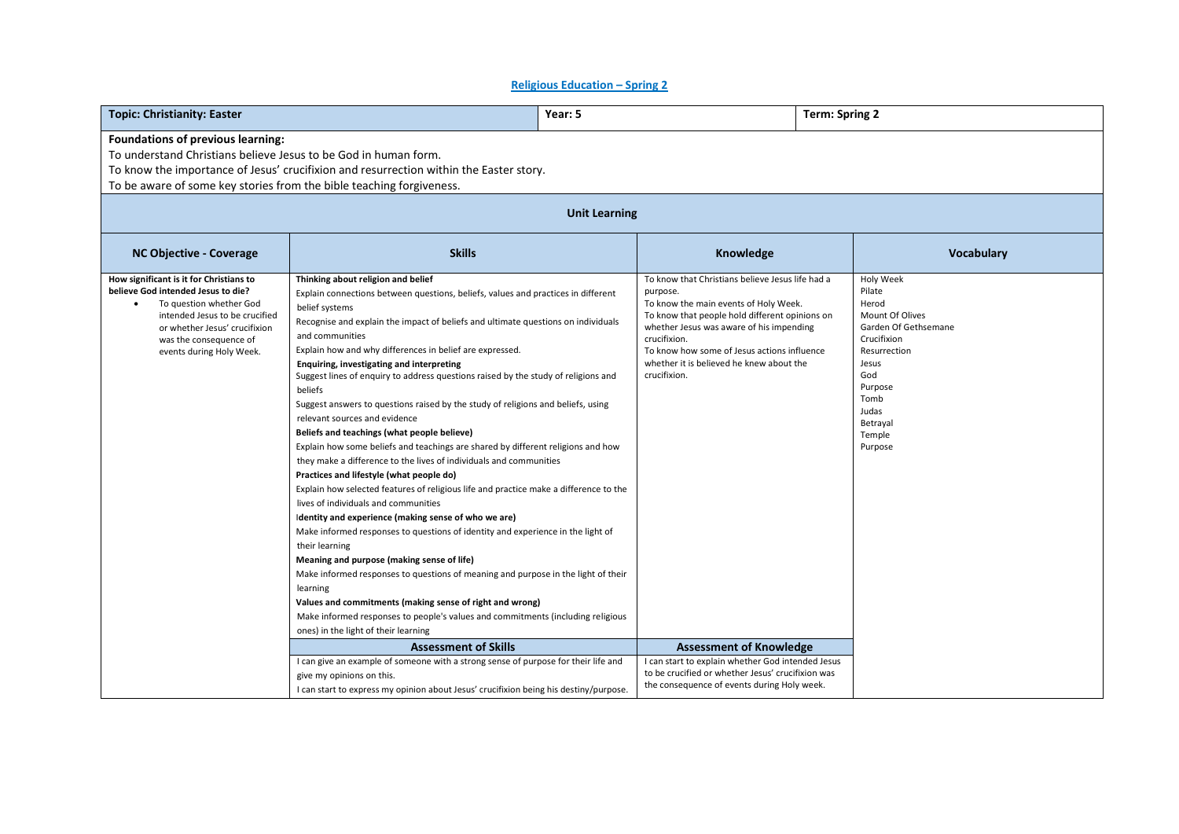# Religious Education – Spring 2

| Topic: Christianity: Easter | Year: 5 | Term: Spring 2 |
|---|---|---|

**Foundations of previous learning:**
To understand Christians believe Jesus to be God in human form.
To know the importance of Jesus' crucifixion and resurrection within the Easter story.
To be aware of some key stories from the bible teaching forgiveness.

## Unit Learning

| NC Objective - Coverage | Skills | Knowledge | Vocabulary |
|---|---|---|---|
| **How significant is it for Christians to believe God intended Jesus to die?**<br>• To question whether God intended Jesus to be crucified or whether Jesus' crucifixion was the consequence of events during Holy Week. | **Thinking about religion and belief**<br>Explain connections between questions, beliefs, values and practices in different belief systems<br>Recognise and explain the impact of beliefs and ultimate questions on individuals and communities<br>Explain how and why differences in belief are expressed.<br>**Enquiring, investigating and interpreting**<br>Suggest lines of enquiry to address questions raised by the study of religions and beliefs<br>Suggest answers to questions raised by the study of religions and beliefs, using relevant sources and evidence<br>**Beliefs and teachings (what people believe)**<br>Explain how some beliefs and teachings are shared by different religions and how they make a difference to the lives of individuals and communities<br>**Practices and lifestyle (what people do)**<br>Explain how selected features of religious life and practice make a difference to the lives of individuals and communities<br>**Identity and experience (making sense of who we are)**<br>Make informed responses to questions of identity and experience in the light of their learning<br>**Meaning and purpose (making sense of life)**<br>Make informed responses to questions of meaning and purpose in the light of their learning<br>**Values and commitments (making sense of right and wrong)**<br>Make informed responses to people's values and commitments (including religious ones) in the light of their learning | To know that Christians believe Jesus life had a purpose.<br>To know the main events of Holy Week.<br>To know that people hold different opinions on whether Jesus was aware of his impending crucifixion.<br>To know how some of Jesus actions influence whether it is believed he knew about the crucifixion. | Holy Week<br>Pilate<br>Herod<br>Mount Of Olives<br>Garden Of Gethsemane<br>Crucifixion<br>Resurrection<br>Jesus<br>God<br>Purpose<br>Tomb<br>Judas<br>Betrayal<br>Temple<br>Purpose |
| | **Assessment of Skills** | **Assessment of Knowledge** | |
| | I can give an example of someone with a strong sense of purpose for their life and give my opinions on this.<br>I can start to express my opinion about Jesus' crucifixion being his destiny/purpose. | I can start to explain whether God intended Jesus to be crucified or whether Jesus' crucifixion was the consequence of events during Holy week. | |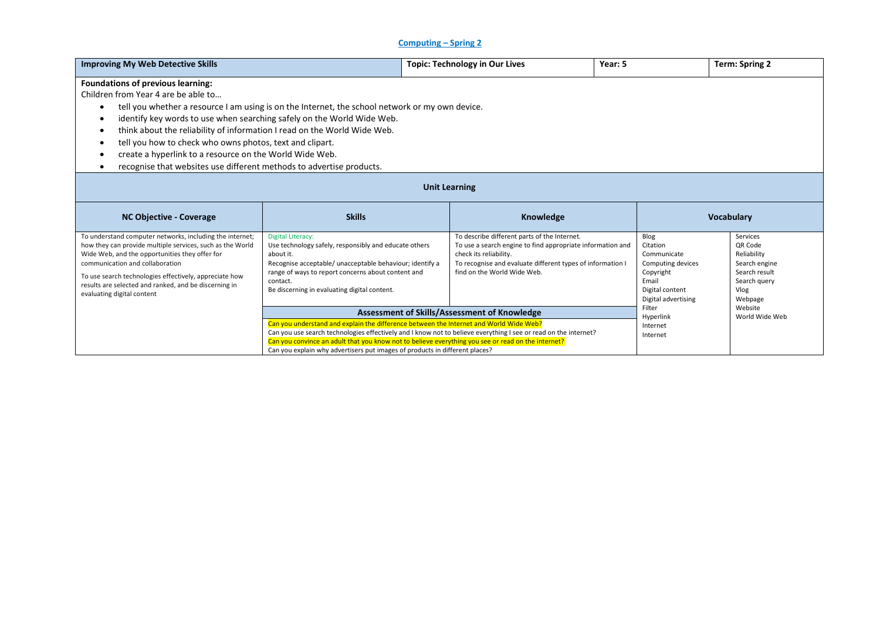## Computing – Spring 2

| Improving My Web Detective Skills | Topic: Technology in Our Lives | Year: 5 | Term: Spring 2 |
|---|---|---|---|

**Foundations of previous learning:**

Children from Year 4 are be able to…

- tell you whether a resource I am using is on the Internet, the school network or my own device.
- identify key words to use when searching safely on the World Wide Web.
- think about the reliability of information I read on the World Wide Web.
- tell you how to check who owns photos, text and clipart.
- create a hyperlink to a resource on the World Wide Web.
- recognise that websites use different methods to advertise products.

### Unit Learning

| NC Objective - Coverage | Skills | Knowledge | Vocabulary | |
|---|---|---|---|---|
| To understand computer networks, including the internet; how they can provide multiple services, such as the World Wide Web, and the opportunities they offer for communication and collaboration<br><br>To use search technologies effectively, appreciate how results are selected and ranked, and be discerning in evaluating digital content | Digital Literacy:<br>Use technology safely, responsibly and educate others about it.<br>Recognise acceptable/ unacceptable behaviour; identify a range of ways to report concerns about content and contact.<br>Be discerning in evaluating digital content. | To describe different parts of the Internet.<br>To use a search engine to find appropriate information and check its reliability.<br>To recognise and evaluate different types of information I find on the World Wide Web. | Blog<br>Citation<br>Communicate<br>Computing devices<br>Copyright<br>Email<br>Digital content<br>Digital advertising<br>Filter<br>Hyperlink<br>Internet<br>Internet | Services<br>QR Code<br>Reliability<br>Search engine<br>Search result<br>Search query<br>Vlog<br>Webpage<br>Website<br>World Wide Web |
| | **Assessment of Skills/Assessment of Knowledge**<br>Can you understand and explain the difference between the Internet and World Wide Web?<br>Can you use search technologies effectively and I know not to believe everything I see or read on the internet?<br>Can you convince an adult that you know not to believe everything you see or read on the internet?<br>Can you explain why advertisers put images of products in different places? | | | |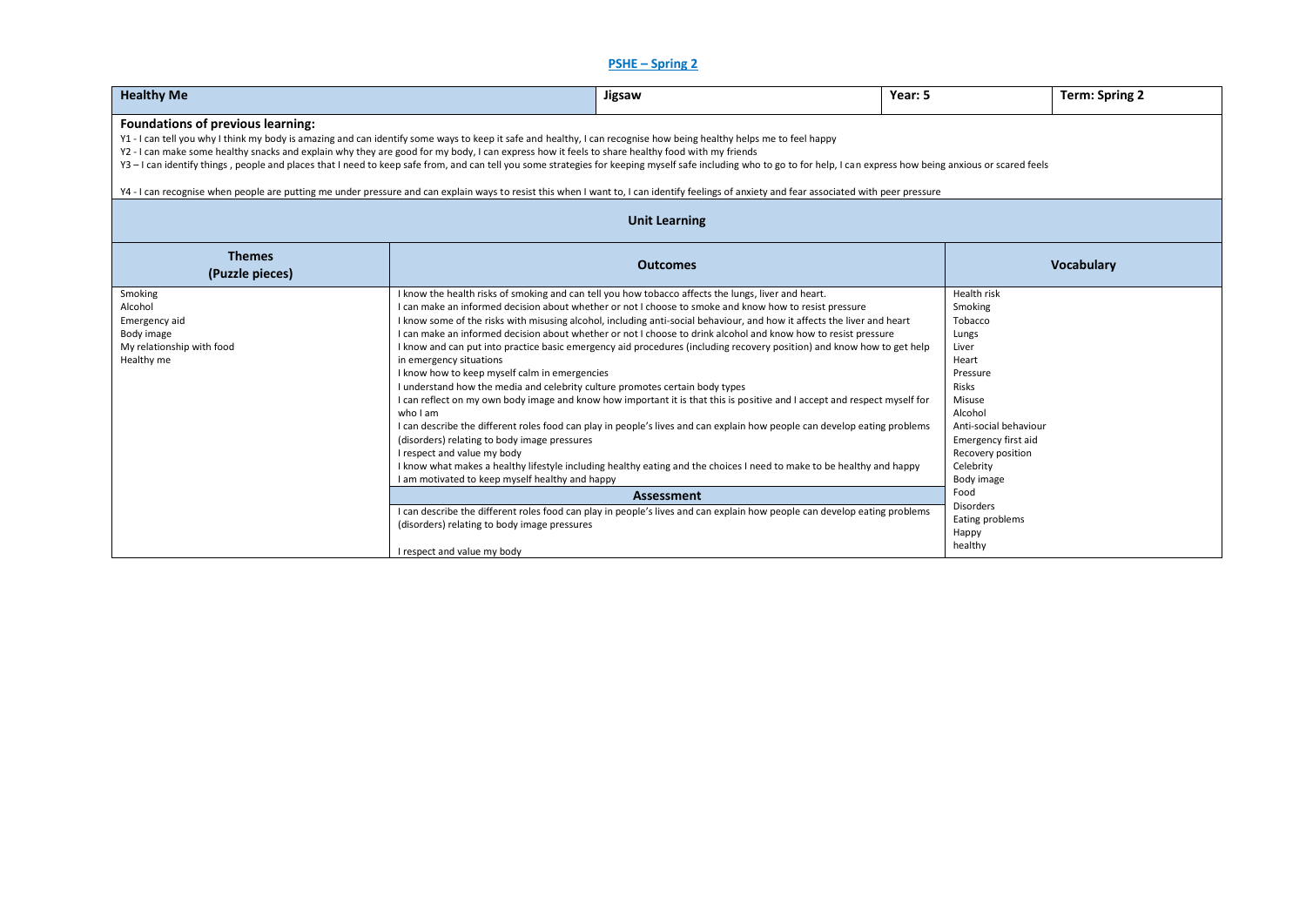## PSHE – Spring 2

| Healthy Me | Jigsaw | Year: 5 | Term: Spring 2 |
|---|---|---|---|

**Foundations of previous learning:**

Y1 - I can tell you why I think my body is amazing and can identify some ways to keep it safe and healthy, I can recognise how being healthy helps me to feel happy

Y2 - I can make some healthy snacks and explain why they are good for my body, I can express how it feels to share healthy food with my friends

Y3 – I can identify things , people and places that I need to keep safe from, and can tell you some strategies for keeping myself safe including who to go to for help, I can express how being anxious or scared feels

Y4 - I can recognise when people are putting me under pressure and can explain ways to resist this when I want to, I can identify feelings of anxiety and fear associated with peer pressure

**Unit Learning**

| Themes (Puzzle pieces) | Outcomes | Vocabulary |
|---|---|---|
| Smoking<br>Alcohol<br>Emergency aid<br>Body image<br>My relationship with food<br>Healthy me | I know the health risks of smoking and can tell you how tobacco affects the lungs, liver and heart.<br>I can make an informed decision about whether or not I choose to smoke and know how to resist pressure<br>I know some of the risks with misusing alcohol, including anti-social behaviour, and how it affects the liver and heart<br>I can make an informed decision about whether or not I choose to drink alcohol and know how to resist pressure<br>I know and can put into practice basic emergency aid procedures (including recovery position) and know how to get help in emergency situations<br>I know how to keep myself calm in emergencies<br>I understand how the media and celebrity culture promotes certain body types<br>I can reflect on my own body image and know how important it is that this is positive and I accept and respect myself for who I am<br>I can describe the different roles food can play in people's lives and can explain how people can develop eating problems (disorders) relating to body image pressures<br>I respect and value my body<br>I know what makes a healthy lifestyle including healthy eating and the choices I need to make to be healthy and happy<br>I am motivated to keep myself healthy and happy<br><br>**Assessment**<br><br>I can describe the different roles food can play in people's lives and can explain how people can develop eating problems (disorders) relating to body image pressures<br><br>I respect and value my body | Health risk<br>Smoking<br>Tobacco<br>Lungs<br>Liver<br>Heart<br>Pressure<br>Risks<br>Misuse<br>Alcohol<br>Anti-social behaviour<br>Emergency first aid<br>Recovery position<br>Celebrity<br>Body image<br>Food<br>Disorders<br>Eating problems<br>Happy<br>healthy |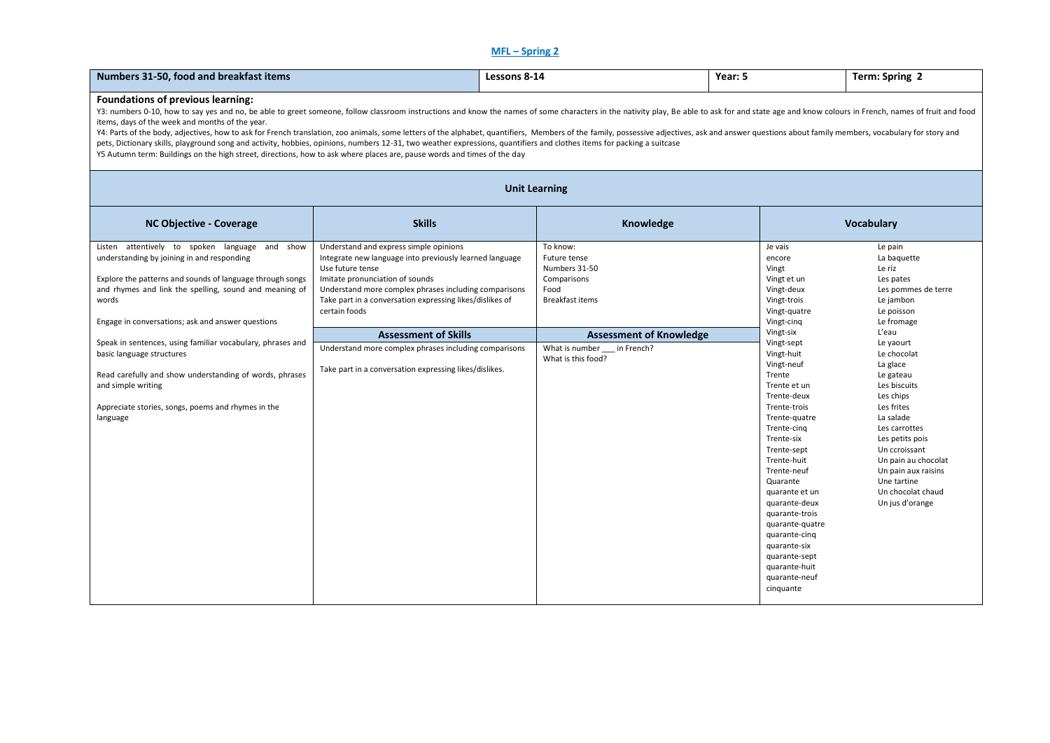## MFL – Spring 2

| Numbers 31-50, food and breakfast items | Lessons 8-14 | Year: 5 | Term: Spring 2 |
|---|---|---|---|

**Foundations of previous learning:**

Y3: numbers 0-10, how to say yes and no, be able to greet someone, follow classroom instructions and know the names of some characters in the nativity play, Be able to ask for and state age and know colours in French, names of fruit and food items, days of the week and months of the year.

Y4: Parts of the body, adjectives, how to ask for French translation, zoo animals, some letters of the alphabet, quantifiers, Members of the family, possessive adjectives, ask and answer questions about family members, vocabulary for story and pets, Dictionary skills, playground song and activity, hobbies, opinions, numbers 12-31, two weather expressions, quantifiers and clothes items for packing a suitcase

Y5 Autumn term: Buildings on the high street, directions, how to ask where places are, pause words and times of the day

### Unit Learning

| NC Objective - Coverage | Skills | Knowledge | Vocabulary | |
|---|---|---|---|---|
| Listen attentively to spoken language and show understanding by joining in and responding<br><br>Explore the patterns and sounds of language through songs and rhymes and link the spelling, sound and meaning of words<br><br>Engage in conversations; ask and answer questions<br><br>Speak in sentences, using familiar vocabulary, phrases and basic language structures<br><br>Read carefully and show understanding of words, phrases and simple writing<br><br>Appreciate stories, songs, poems and rhymes in the language | Understand and express simple opinions<br>Integrate new language into previously learned language<br>Use future tense<br>Imitate pronunciation of sounds<br>Understand more complex phrases including comparisons<br>Take part in a conversation expressing likes/dislikes of certain foods<br><br>**Assessment of Skills**<br><br>Understand more complex phrases including comparisons<br><br>Take part in a conversation expressing likes/dislikes. | To know:<br>Future tense<br>Numbers 31-50<br>Comparisons<br>Food<br>Breakfast items<br><br>**Assessment of Knowledge**<br><br>What is number ___ in French?<br>What is this food? | Je vais<br>encore<br>Vingt<br>Vingt et un<br>Vingt-deux<br>Vingt-trois<br>Vingt-quatre<br>Vingt-cinq<br>Vingt-six<br>Vingt-sept<br>Vingt-huit<br>Vingt-neuf<br>Trente<br>Trente et un<br>Trente-deux<br>Trente-trois<br>Trente-quatre<br>Trente-cinq<br>Trente-six<br>Trente-sept<br>Trente-huit<br>Trente-neuf<br>Quarante<br>quarante et un<br>quarante-deux<br>quarante-trois<br>quarante-quatre<br>quarante-cinq<br>quarante-six<br>quarante-sept<br>quarante-huit<br>quarante-neuf<br>cinquante | Le pain<br>La baquette<br>Le riz<br>Les pates<br>Les pommes de terre<br>Le jambon<br>Le poisson<br>Le fromage<br>L'eau<br>Le yaourt<br>Le chocolat<br>La glace<br>Le gateau<br>Les biscuits<br>Les chips<br>Les frites<br>La salade<br>Les carrottes<br>Les petits pois<br>Un ccroissant<br>Un pain au chocolat<br>Un pain aux raisins<br>Une tartine<br>Un chocolat chaud<br>Un jus d'orange |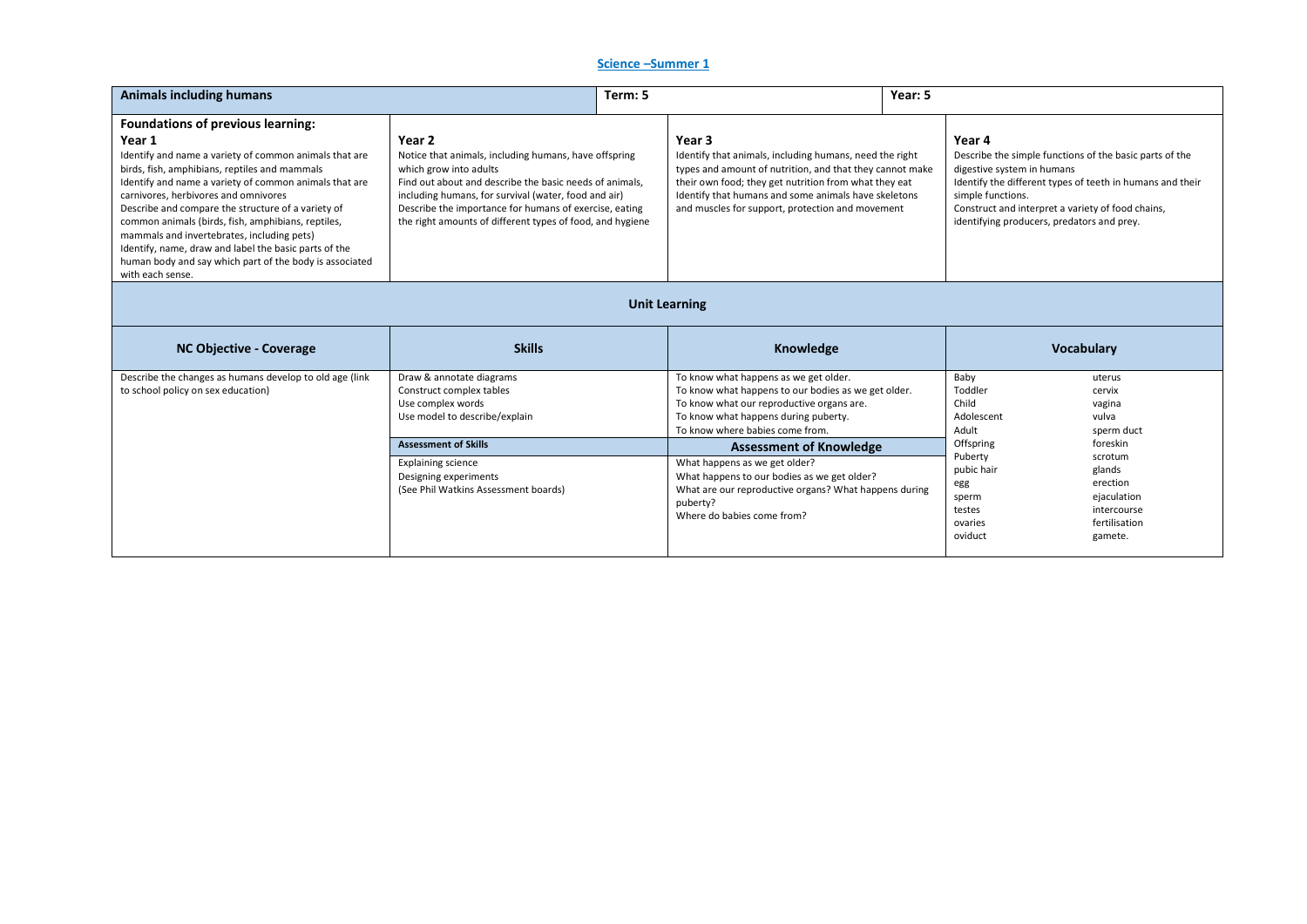# Science –Summer 1

| Animals including humans | | Term: 5 | Year: 5 |
|---|---|---|---|
| **Foundations of previous learning:**<br>**Year 1**<br>Identify and name a variety of common animals that are birds, fish, amphibians, reptiles and mammals<br>Identify and name a variety of common animals that are carnivores, herbivores and omnivores<br>Describe and compare the structure of a variety of common animals (birds, fish, amphibians, reptiles, mammals and invertebrates, including pets)<br>Identify, name, draw and label the basic parts of the human body and say which part of the body is associated with each sense. | **Year 2**<br>Notice that animals, including humans, have offspring which grow into adults<br>Find out about and describe the basic needs of animals, including humans, for survival (water, food and air)<br>Describe the importance for humans of exercise, eating the right amounts of different types of food, and hygiene | **Year 3**<br>Identify that animals, including humans, need the right types and amount of nutrition, and that they cannot make their own food; they get nutrition from what they eat<br>Identify that humans and some animals have skeletons and muscles for support, protection and movement | **Year 4**<br>Describe the simple functions of the basic parts of the digestive system in humans<br>Identify the different types of teeth in humans and their simple functions.<br>Construct and interpret a variety of food chains, identifying producers, predators and prey. |

## Unit Learning

| NC Objective - Coverage | Skills | Knowledge | Vocabulary |
|---|---|---|---|
| Describe the changes as humans develop to old age (link to school policy on sex education) | Draw & annotate diagrams<br>Construct complex tables<br>Use complex words<br>Use model to describe/explain | To know what happens as we get older.<br>To know what happens to our bodies as we get older.<br>To know what our reproductive organs are.<br>To know what happens during puberty.<br>To know where babies come from. | Baby, Toddler, Child, Adolescent, Adult, Offspring, Puberty, pubic hair, egg, sperm, testes, ovaries, oviduct, uterus, cervix, vagina, vulva, sperm duct, foreskin, scrotum, glands, erection, ejaculation, intercourse, fertilisation, gamete. |
| | **Assessment of Skills** | **Assessment of Knowledge** | |
| | Explaining science<br>Designing experiments<br>(See Phil Watkins Assessment boards) | What happens as we get older?<br>What happens to our bodies as we get older?<br>What are our reproductive organs? What happens during puberty?<br>Where do babies come from? | |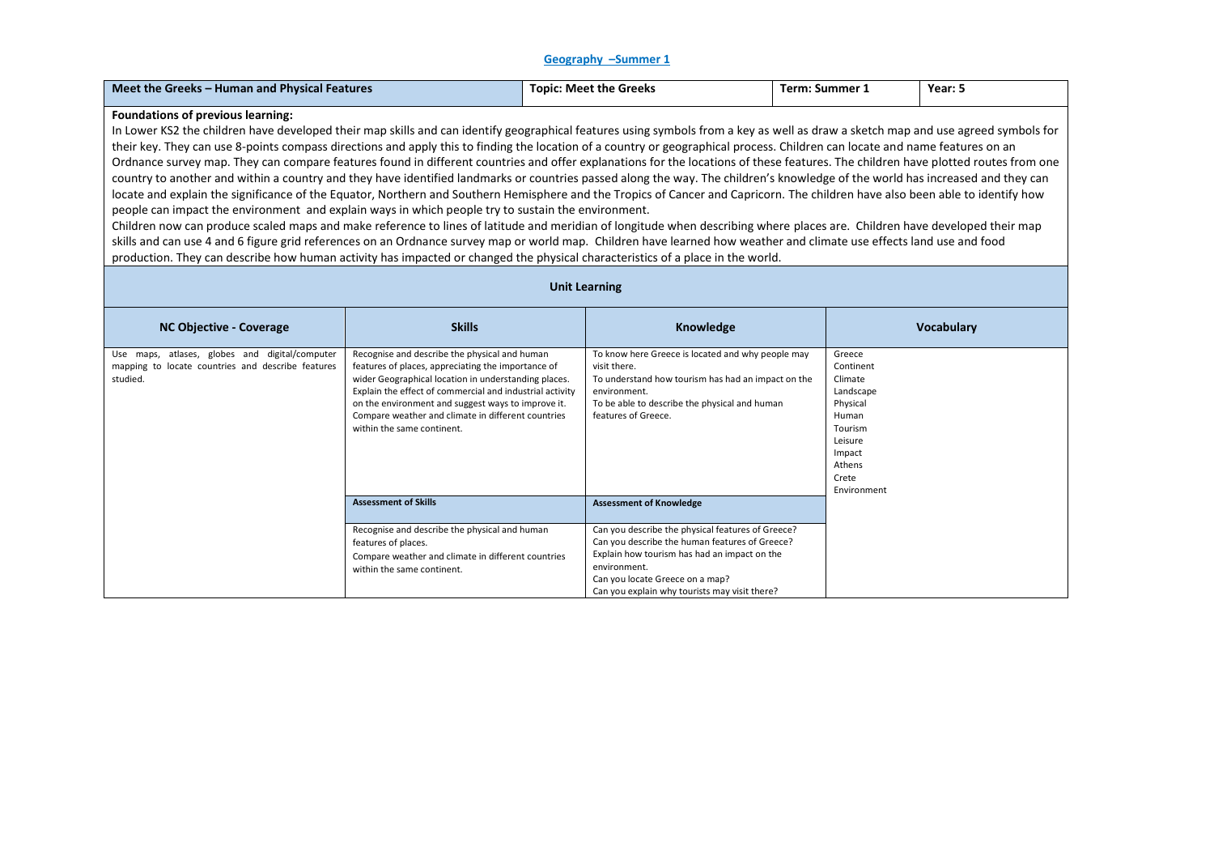## Geography –Summer 1

| Meet the Greeks – Human and Physical Features | Topic: Meet the Greeks | Term: Summer 1 | Year: 5 |
|---|---|---|---|

**Foundations of previous learning:**

In Lower KS2 the children have developed their map skills and can identify geographical features using symbols from a key as well as draw a sketch map and use agreed symbols for their key. They can use 8-points compass directions and apply this to finding the location of a country or geographical process. Children can locate and name features on an Ordnance survey map. They can compare features found in different countries and offer explanations for the locations of these features. The children have plotted routes from one country to another and within a country and they have identified landmarks or countries passed along the way. The children's knowledge of the world has increased and they can locate and explain the significance of the Equator, Northern and Southern Hemisphere and the Tropics of Cancer and Capricorn. The children have also been able to identify how people can impact the environment and explain ways in which people try to sustain the environment.

Children now can produce scaled maps and make reference to lines of latitude and meridian of longitude when describing where places are. Children have developed their map skills and can use 4 and 6 figure grid references on an Ordnance survey map or world map. Children have learned how weather and climate use effects land use and food production. They can describe how human activity has impacted or changed the physical characteristics of a place in the world.

### Unit Learning

| NC Objective - Coverage | Skills | Knowledge | Vocabulary |
|---|---|---|---|
| Use maps, atlases, globes and digital/computer mapping to locate countries and describe features studied. | Recognise and describe the physical and human features of places, appreciating the importance of wider Geographical location in understanding places.<br>Explain the effect of commercial and industrial activity on the environment and suggest ways to improve it.<br>Compare weather and climate in different countries within the same continent. | To know here Greece is located and why people may visit there.<br>To understand how tourism has had an impact on the environment.<br>To be able to describe the physical and human features of Greece. | Greece<br>Continent<br>Climate<br>Landscape<br>Physical<br>Human<br>Tourism<br>Leisure<br>Impact<br>Athens<br>Crete<br>Environment |
| | **Assessment of Skills** | **Assessment of Knowledge** | |
| | Recognise and describe the physical and human features of places.<br>Compare weather and climate in different countries within the same continent. | Can you describe the physical features of Greece?<br>Can you describe the human features of Greece?<br>Explain how tourism has had an impact on the environment.<br>Can you locate Greece on a map?<br>Can you explain why tourists may visit there? | |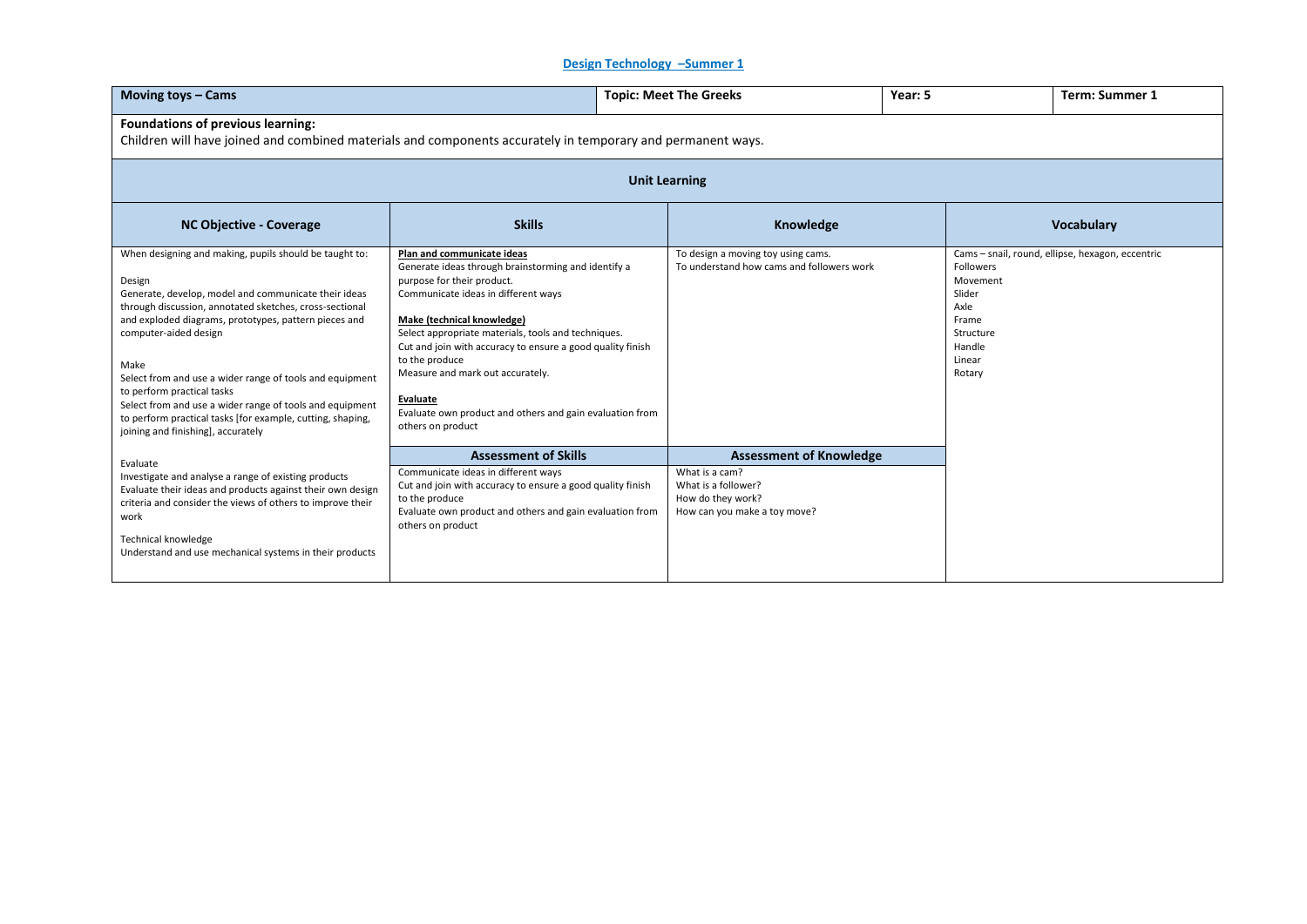## Design Technology –Summer 1

| Moving toys – Cams | | Topic: Meet The Greeks | Year: 5 | Term: Summer 1 |
|---|---|---|---|---|

**Foundations of previous learning:**
Children will have joined and combined materials and components accurately in temporary and permanent ways.

### Unit Learning

| NC Objective - Coverage | Skills | Knowledge | Vocabulary |
|---|---|---|---|
| When designing and making, pupils should be taught to:<br><br>Design<br>Generate, develop, model and communicate their ideas through discussion, annotated sketches, cross-sectional and exploded diagrams, prototypes, pattern pieces and computer-aided design<br><br>Make<br>Select from and use a wider range of tools and equipment to perform practical tasks<br>Select from and use a wider range of tools and equipment to perform practical tasks [for example, cutting, shaping, joining and finishing], accurately<br><br>Evaluate<br>Investigate and analyse a range of existing products<br>Evaluate their ideas and products against their own design criteria and consider the views of others to improve their work<br><br>Technical knowledge<br>Understand and use mechanical systems in their products | **Plan and communicate ideas**<br>Generate ideas through brainstorming and identify a purpose for their product.<br>Communicate ideas in different ways<br><br>**Make (technical knowledge)**<br>Select appropriate materials, tools and techniques.<br>Cut and join with accuracy to ensure a good quality finish to the produce<br>Measure and mark out accurately.<br><br>**Evaluate**<br>Evaluate own product and others and gain evaluation from others on product<br><br>**Assessment of Skills**<br>Communicate ideas in different ways<br>Cut and join with accuracy to ensure a good quality finish to the produce<br>Evaluate own product and others and gain evaluation from others on product | To design a moving toy using cams.<br>To understand how cams and followers work<br><br>**Assessment of Knowledge**<br>What is a cam?<br>What is a follower?<br>How do they work?<br>How can you make a toy move? | Cams – snail, round, ellipse, hexagon, eccentric<br>Followers<br>Movement<br>Slider<br>Axle<br>Frame<br>Structure<br>Handle<br>Linear<br>Rotary |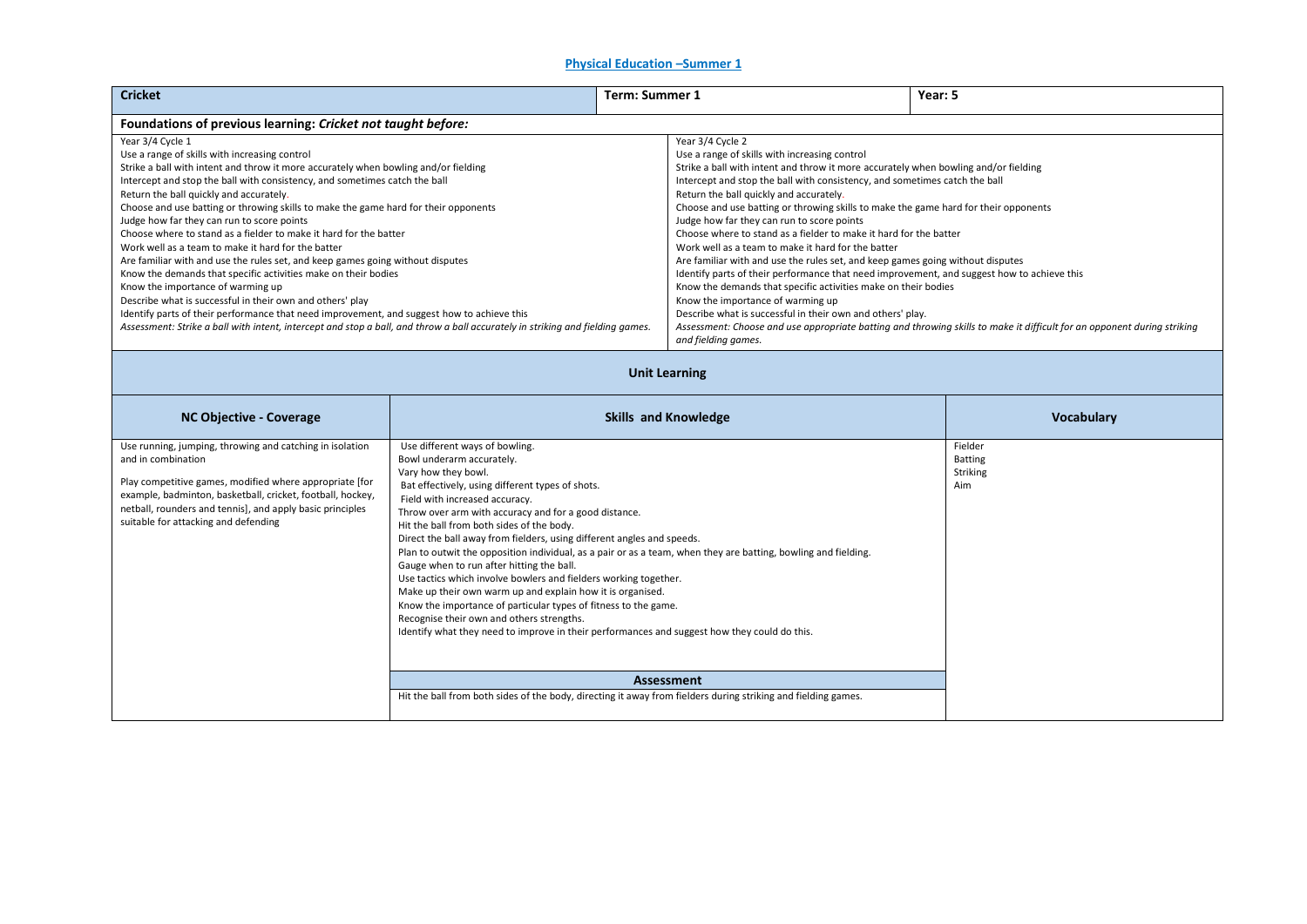# Physical Education –Summer 1

| Cricket | Term: Summer 1 | Year: 5 |
|---|---|---|

**Foundations of previous learning:** ***Cricket not taught before:***

| Year 3/4 Cycle 1 | Year 3/4 Cycle 2 |
|---|---|
| Use a range of skills with increasing control<br>Strike a ball with intent and throw it more accurately when bowling and/or fielding<br>Intercept and stop the ball with consistency, and sometimes catch the ball<br>Return the ball quickly and accurately.<br>Choose and use batting or throwing skills to make the game hard for their opponents<br>Judge how far they can run to score points<br>Choose where to stand as a fielder to make it hard for the batter<br>Work well as a team to make it hard for the batter<br>Are familiar with and use the rules set, and keep games going without disputes<br>Know the demands that specific activities make on their bodies<br>Know the importance of warming up<br>Describe what is successful in their own and others' play<br>Identify parts of their performance that need improvement, and suggest how to achieve this<br>*Assessment: Strike a ball with intent, intercept and stop a ball, and throw a ball accurately in striking and fielding games.* | Use a range of skills with increasing control<br>Strike a ball with intent and throw it more accurately when bowling and/or fielding<br>Intercept and stop the ball with consistency, and sometimes catch the ball<br>Return the ball quickly and accurately.<br>Choose and use batting or throwing skills to make the game hard for their opponents<br>Judge how far they can run to score points<br>Choose where to stand as a fielder to make it hard for the batter<br>Work well as a team to make it hard for the batter<br>Are familiar with and use the rules set, and keep games going without disputes<br>Identify parts of their performance that need improvement, and suggest how to achieve this<br>Know the demands that specific activities make on their bodies<br>Know the importance of warming up<br>Describe what is successful in their own and others' play.<br>*Assessment: Choose and use appropriate batting and throwing skills to make it difficult for an opponent during striking and fielding games.* |

## Unit Learning

| NC Objective - Coverage | Skills and Knowledge | Vocabulary |
|---|---|---|
| Use running, jumping, throwing and catching in isolation and in combination<br><br>Play competitive games, modified where appropriate [for example, badminton, basketball, cricket, football, hockey, netball, rounders and tennis], and apply basic principles suitable for attacking and defending | Use different ways of bowling.<br>Bowl underarm accurately.<br>Vary how they bowl.<br>Bat effectively, using different types of shots.<br>Field with increased accuracy.<br>Throw over arm with accuracy and for a good distance.<br>Hit the ball from both sides of the body.<br>Direct the ball away from fielders, using different angles and speeds.<br>Plan to outwit the opposition individual, as a pair or as a team, when they are batting, bowling and fielding.<br>Gauge when to run after hitting the ball.<br>Use tactics which involve bowlers and fielders working together.<br>Make up their own warm up and explain how it is organised.<br>Know the importance of particular types of fitness to the game.<br>Recognise their own and others strengths.<br>Identify what they need to improve in their performances and suggest how they could do this.<br><br>**Assessment**<br>Hit the ball from both sides of the body, directing it away from fielders during striking and fielding games. | Fielder<br>Batting<br>Striking<br>Aim |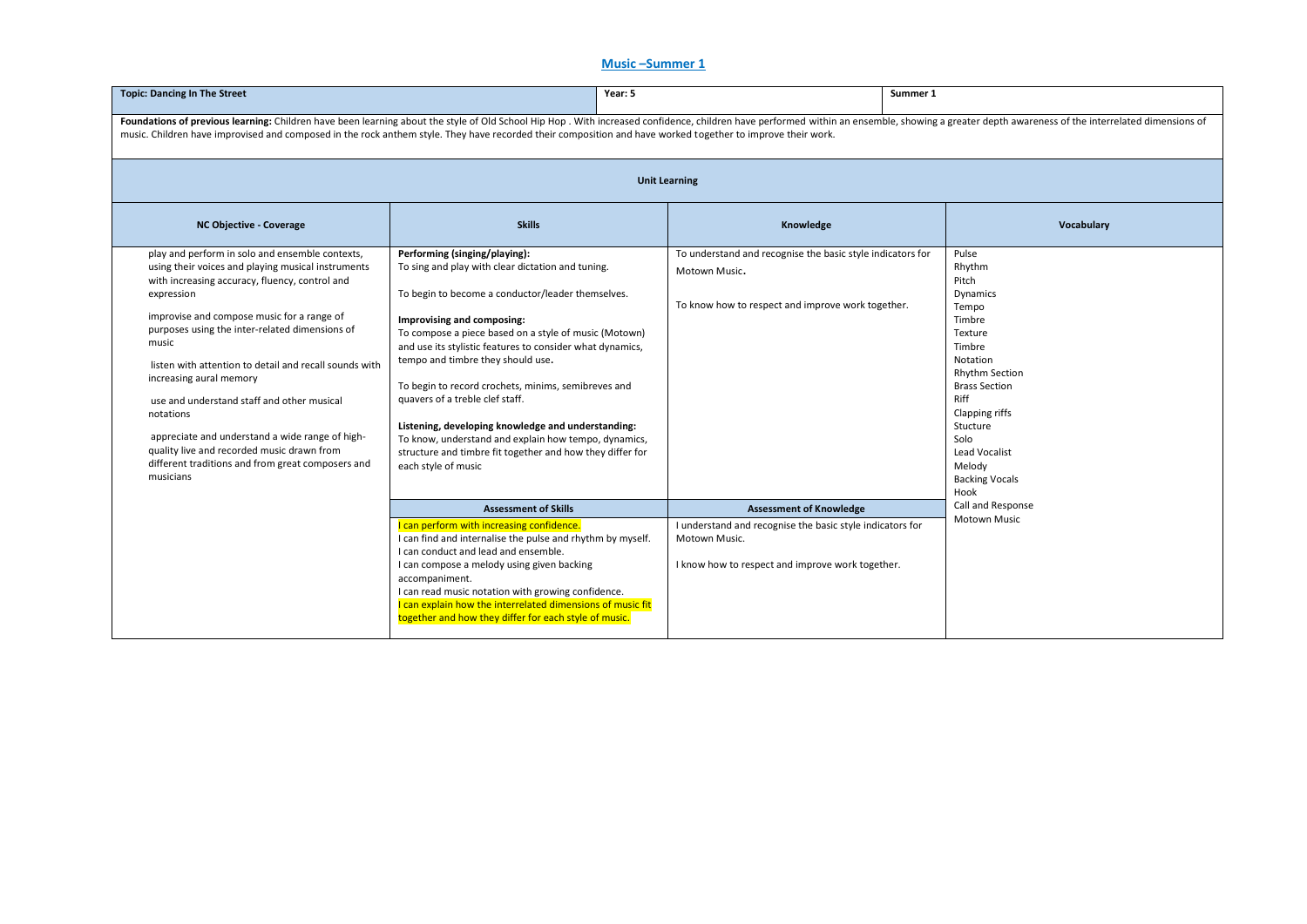## Music –Summer 1

| **Topic: Dancing In The Street** | **Year: 5** | **Summer 1** |
|---|---|---|

**Foundations of previous learning:** Children have been learning about the style of Old School Hip Hop . With increased confidence, children have performed within an ensemble, showing a greater depth awareness of the interrelated dimensions of music. Children have improvised and composed in the rock anthem style. They have recorded their composition and have worked together to improve their work.

**Unit Learning**

| NC Objective - Coverage | Skills | Knowledge | Vocabulary |
|---|---|---|---|
| play and perform in solo and ensemble contexts, using their voices and playing musical instruments with increasing accuracy, fluency, control and expression<br><br>improvise and compose music for a range of purposes using the inter-related dimensions of music<br><br>listen with attention to detail and recall sounds with increasing aural memory<br><br>use and understand staff and other musical notations<br><br>appreciate and understand a wide range of high-quality live and recorded music drawn from different traditions and from great composers and musicians | **Performing (singing/playing):**<br>To sing and play with clear dictation and tuning.<br><br>To begin to become a conductor/leader themselves.<br><br>**Improvising and composing:**<br>To compose a piece based on a style of music (Motown) and use its stylistic features to consider what dynamics, tempo and timbre they should use.<br><br>To begin to record crochets, minims, semibreves and quavers of a treble clef staff.<br><br>**Listening, developing knowledge and understanding:**<br>To know, understand and explain how tempo, dynamics, structure and timbre fit together and how they differ for each style of music | To understand and recognise the basic style indicators for Motown Music.<br><br>To know how to respect and improve work together. | Pulse<br>Rhythm<br>Pitch<br>Dynamics<br>Tempo<br>Timbre<br>Texture<br>Timbre<br>Notation<br>Rhythm Section<br>Brass Section<br>Riff<br>Clapping riffs<br>Stucture<br>Solo<br>Lead Vocalist<br>Melody<br>Backing Vocals<br>Hook<br>Call and Response<br>Motown Music |
| | **Assessment of Skills** | **Assessment of Knowledge** | |
| | I can perform with increasing confidence.<br>I can find and internalise the pulse and rhythm by myself.<br>I can conduct and lead and ensemble.<br>I can compose a melody using given backing accompaniment.<br>I can read music notation with growing confidence.<br>I can explain how the interrelated dimensions of music fit together and how they differ for each style of music. | I understand and recognise the basic style indicators for Motown Music.<br><br>I know how to respect and improve work together. | |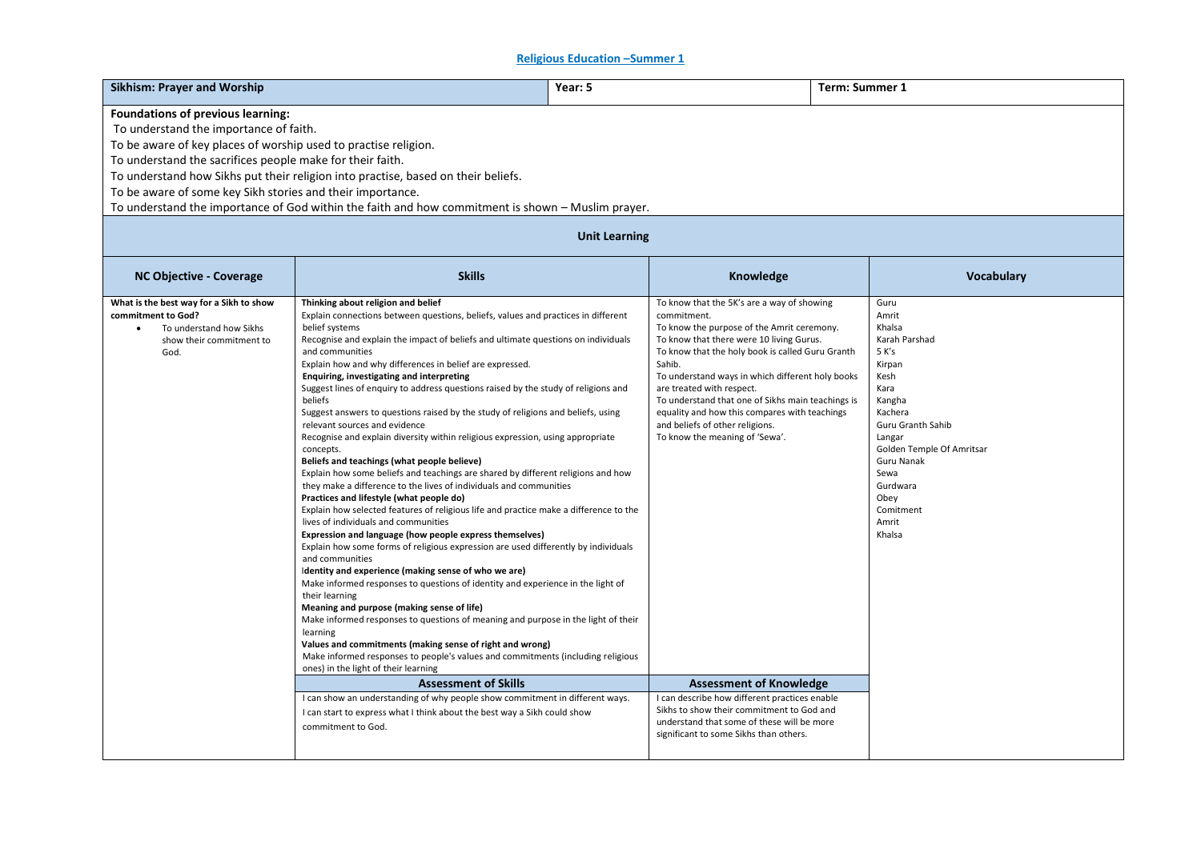# Religious Education –Summer 1

| Sikhism: Prayer and Worship | Year: 5 | Term: Summer 1 |
|---|---|---|

**Foundations of previous learning:**

To understand the importance of faith.

To be aware of key places of worship used to practise religion.

To understand the sacrifices people make for their faith.

To understand how Sikhs put their religion into practise, based on their beliefs.

To be aware of some key Sikh stories and their importance.

To understand the importance of God within the faith and how commitment is shown – Muslim prayer.

## Unit Learning

| NC Objective - Coverage | Skills | Knowledge | Vocabulary |
|---|---|---|---|
| **What is the best way for a Sikh to show commitment to God?**<br>• To understand how Sikhs show their commitment to God. | **Thinking about religion and belief**<br>Explain connections between questions, beliefs, values and practices in different belief systems<br>Recognise and explain the impact of beliefs and ultimate questions on individuals and communities<br>Explain how and why differences in belief are expressed.<br>**Enquiring, investigating and interpreting**<br>Suggest lines of enquiry to address questions raised by the study of religions and beliefs<br>Suggest answers to questions raised by the study of religions and beliefs, using relevant sources and evidence<br>Recognise and explain diversity within religious expression, using appropriate concepts.<br>**Beliefs and teachings (what people believe)**<br>Explain how some beliefs and teachings are shared by different religions and how they make a difference to the lives of individuals and communities<br>**Practices and lifestyle (what people do)**<br>Explain how selected features of religious life and practice make a difference to the lives of individuals and communities<br>**Expression and language (how people express themselves)**<br>Explain how some forms of religious expression are used differently by individuals and communities<br>**Identity and experience (making sense of who we are)**<br>Make informed responses to questions of identity and experience in the light of their learning<br>**Meaning and purpose (making sense of life)**<br>Make informed responses to questions of meaning and purpose in the light of their learning<br>**Values and commitments (making sense of right and wrong)**<br>Make informed responses to people's values and commitments (including religious ones) in the light of their learning | To know that the 5K's are a way of showing commitment.<br>To know the purpose of the Amrit ceremony.<br>To know that there were 10 living Gurus.<br>To know that the holy book is called Guru Granth Sahib.<br>To understand ways in which different holy books are treated with respect.<br>To understand that one of Sikhs main teachings is equality and how this compares with teachings and beliefs of other religions.<br>To know the meaning of 'Sewa'. | Guru<br>Amrit<br>Khalsa<br>Karah Parshad<br>5 K's<br>Kirpan<br>Kesh<br>Kara<br>Kangha<br>Kachera<br>Guru Granth Sahib<br>Langar<br>Golden Temple Of Amritsar<br>Guru Nanak<br>Sewa<br>Gurdwara<br>Obey<br>Comitment<br>Amrit<br>Khalsa |
| | **Assessment of Skills** | **Assessment of Knowledge** | |
| | I can show an understanding of why people show commitment in different ways.<br>I can start to express what I think about the best way a Sikh could show commitment to God. | I can describe how different practices enable Sikhs to show their commitment to God and understand that some of these will be more significant to some Sikhs than others. | |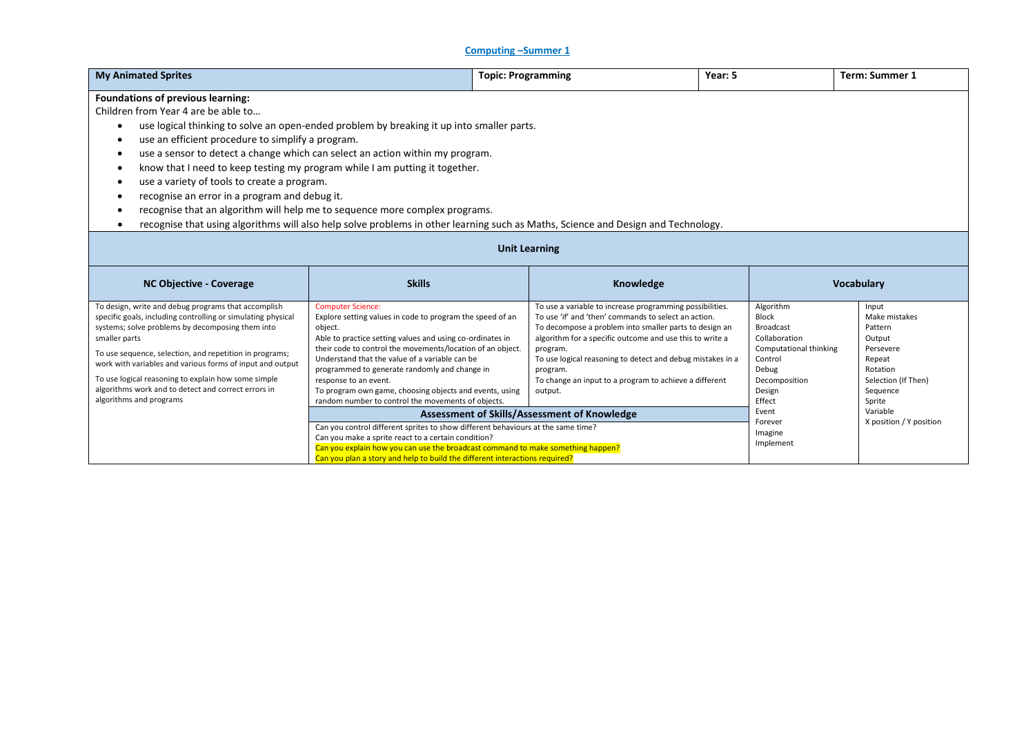## Computing –Summer 1

| My Animated Sprites | Topic: Programming | Year: 5 | Term: Summer 1 |
|---|---|---|---|

**Foundations of previous learning:**

Children from Year 4 are be able to…

- use logical thinking to solve an open-ended problem by breaking it up into smaller parts.
- use an efficient procedure to simplify a program.
- use a sensor to detect a change which can select an action within my program.
- know that I need to keep testing my program while I am putting it together.
- use a variety of tools to create a program.
- recognise an error in a program and debug it.
- recognise that an algorithm will help me to sequence more complex programs.
- recognise that using algorithms will also help solve problems in other learning such as Maths, Science and Design and Technology.

### Unit Learning

| NC Objective - Coverage | Skills | Knowledge | Vocabulary | |
|---|---|---|---|---|
| To design, write and debug programs that accomplish specific goals, including controlling or simulating physical systems; solve problems by decomposing them into smaller parts<br><br>To use sequence, selection, and repetition in programs; work with variables and various forms of input and output<br><br>To use logical reasoning to explain how some simple algorithms work and to detect and correct errors in algorithms and programs | Computer Science:<br>Explore setting values in code to program the speed of an object.<br>Able to practice setting values and using co-ordinates in their code to control the movements/location of an object.<br>Understand that the value of a variable can be programmed to generate randomly and change in response to an event.<br>To program own game, choosing objects and events, using random number to control the movements of objects. | To use a variable to increase programming possibilities.<br>To use 'if' and 'then' commands to select an action.<br>To decompose a problem into smaller parts to design an algorithm for a specific outcome and use this to write a program.<br>To use logical reasoning to detect and debug mistakes in a program.<br>To change an input to a program to achieve a different output. | Algorithm<br>Block<br>Broadcast<br>Collaboration<br>Computational thinking<br>Control<br>Debug<br>Decomposition<br>Design<br>Effect<br>Event<br>Forever<br>Imagine<br>Implement | Input<br>Make mistakes<br>Pattern<br>Output<br>Persevere<br>Repeat<br>Rotation<br>Selection (If Then)<br>Sequence<br>Sprite<br>Variable<br>X position / Y position |
| | **Assessment of Skills/Assessment of Knowledge** | | | |
| | Can you control different sprites to show different behaviours at the same time?<br>Can you make a sprite react to a certain condition?<br>Can you explain how you can use the broadcast command to make something happen?<br>Can you plan a story and help to build the different interactions required? | | | |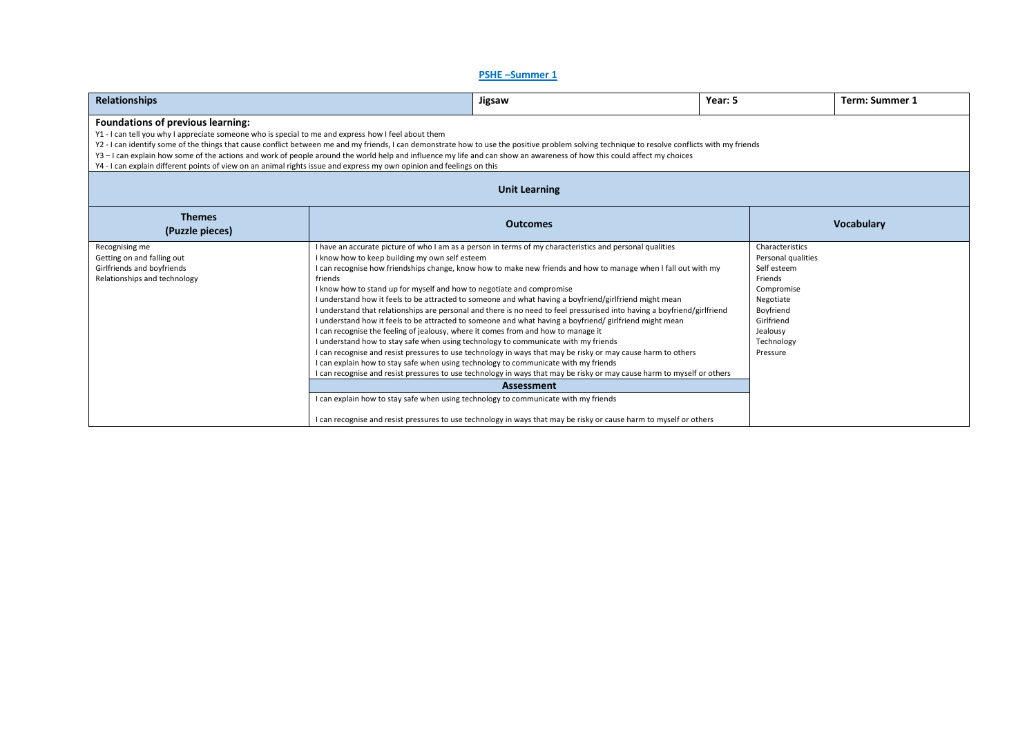## PSHE –Summer 1

| Relationships | Jigsaw | Year: 5 | Term: Summer 1 |
|---|---|---|---|

**Foundations of previous learning:**

Y1 - I can tell you why I appreciate someone who is special to me and express how I feel about them

Y2 - I can identify some of the things that cause conflict between me and my friends, I can demonstrate how to use the positive problem solving technique to resolve conflicts with my friends

Y3 – I can explain how some of the actions and work of people around the world help and influence my life and can show an awareness of how this could affect my choices

Y4 - I can explain different points of view on an animal rights issue and express my own opinion and feelings on this

### Unit Learning

| Themes (Puzzle pieces) | Outcomes | Vocabulary |
|---|---|---|
| Recognising me<br>Getting on and falling out<br>Girlfriends and boyfriends<br>Relationships and technology | I have an accurate picture of who I am as a person in terms of my characteristics and personal qualities<br>I know how to keep building my own self esteem<br>I can recognise how friendships change, know how to make new friends and how to manage when I fall out with my friends<br>I know how to stand up for myself and how to negotiate and compromise<br>I understand how it feels to be attracted to someone and what having a boyfriend/girlfriend might mean<br>I understand that relationships are personal and there is no need to feel pressurised into having a boyfriend/girlfriend<br>I understand how it feels to be attracted to someone and what having a boyfriend/ girlfriend might mean<br>I can recognise the feeling of jealousy, where it comes from and how to manage it<br>I understand how to stay safe when using technology to communicate with my friends<br>I can recognise and resist pressures to use technology in ways that may be risky or may cause harm to others<br>I can explain how to stay safe when using technology to communicate with my friends<br>I can recognise and resist pressures to use technology in ways that may be risky or may cause harm to myself or others | Characteristics<br>Personal qualities<br>Self esteem<br>Friends<br>Compromise<br>Negotiate<br>Boyfriend<br>Girlfriend<br>Jealousy<br>Technology<br>Pressure |
| | **Assessment** | |
| | I can explain how to stay safe when using technology to communicate with my friends<br><br>I can recognise and resist pressures to use technology in ways that may be risky or cause harm to myself or others | |